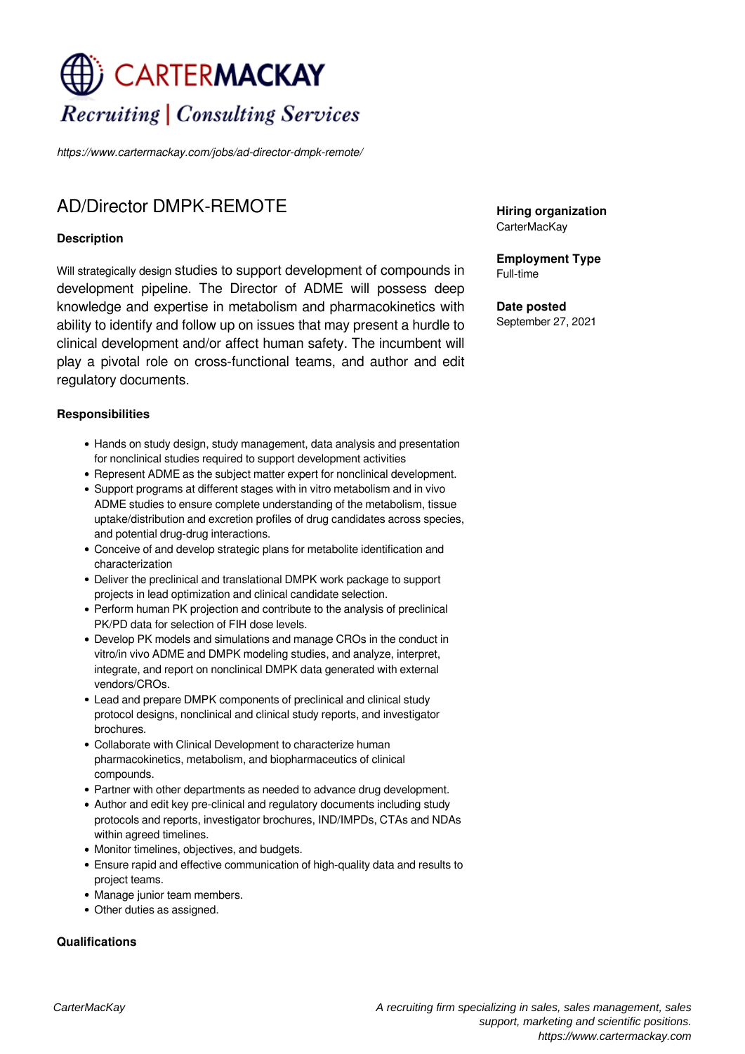# CARTERMACKAY

*Recruiting | Consulting Services*

*https://www.cartermackay.com/jobs/ad-director-dmpk-remote/*

## AD/Director DMPK-REMOTE

**Hiring organization**
CarterMacKay

**Employment Type**
Full-time

**Date posted**
September 27, 2021

### Description

Will strategically design studies to support development of compounds in development pipeline. The Director of ADME will possess deep knowledge and expertise in metabolism and pharmacokinetics with ability to identify and follow up on issues that may present a hurdle to clinical development and/or affect human safety. The incumbent will play a pivotal role on cross-functional teams, and author and edit regulatory documents.

### Responsibilities

- Hands on study design, study management, data analysis and presentation for nonclinical studies required to support development activities
- Represent ADME as the subject matter expert for nonclinical development.
- Support programs at different stages with in vitro metabolism and in vivo ADME studies to ensure complete understanding of the metabolism, tissue uptake/distribution and excretion profiles of drug candidates across species, and potential drug-drug interactions.
- Conceive of and develop strategic plans for metabolite identification and characterization
- Deliver the preclinical and translational DMPK work package to support projects in lead optimization and clinical candidate selection.
- Perform human PK projection and contribute to the analysis of preclinical PK/PD data for selection of FIH dose levels.
- Develop PK models and simulations and manage CROs in the conduct in vitro/in vivo ADME and DMPK modeling studies, and analyze, interpret, integrate, and report on nonclinical DMPK data generated with external vendors/CROs.
- Lead and prepare DMPK components of preclinical and clinical study protocol designs, nonclinical and clinical study reports, and investigator brochures.
- Collaborate with Clinical Development to characterize human pharmacokinetics, metabolism, and biopharmaceutics of clinical compounds.
- Partner with other departments as needed to advance drug development.
- Author and edit key pre-clinical and regulatory documents including study protocols and reports, investigator brochures, IND/IMPDs, CTAs and NDAs within agreed timelines.
- Monitor timelines, objectives, and budgets.
- Ensure rapid and effective communication of high-quality data and results to project teams.
- Manage junior team members.
- Other duties as assigned.

### Qualifications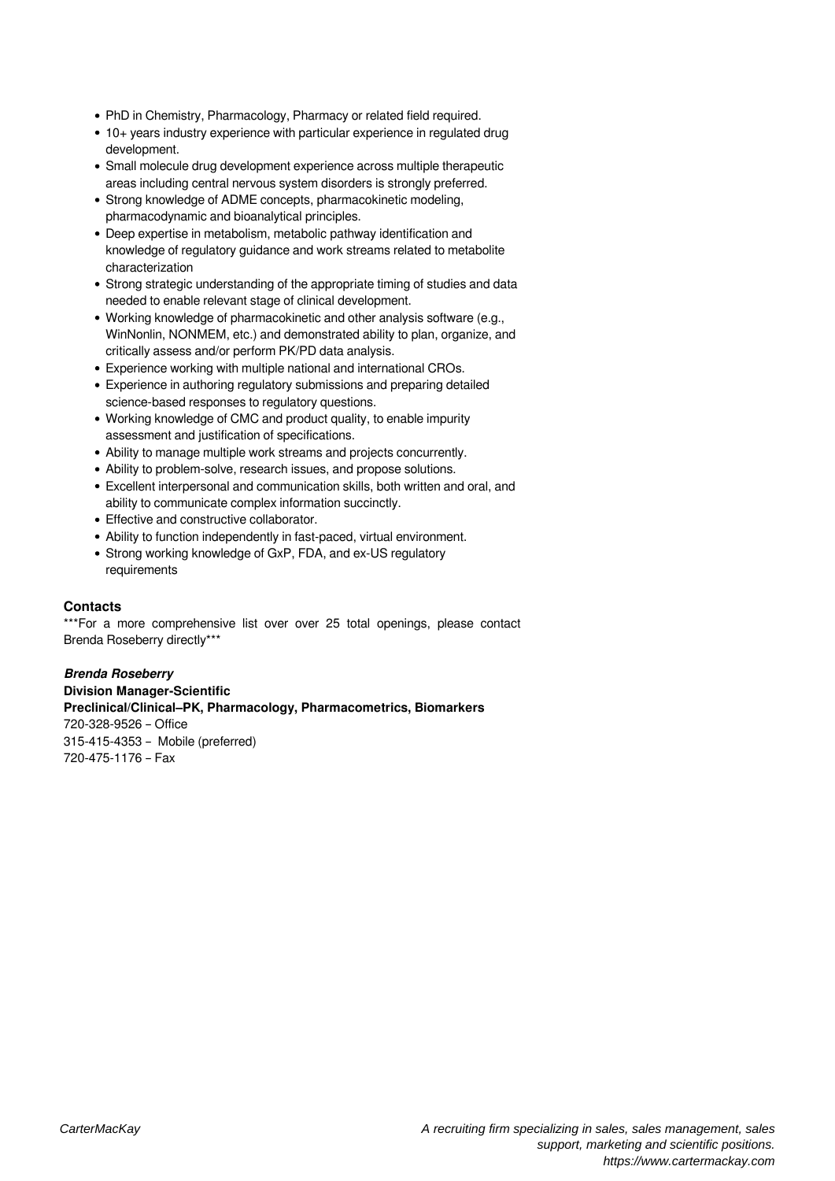- PhD in Chemistry, Pharmacology, Pharmacy or related field required.
- 10+ years industry experience with particular experience in regulated drug development.
- Small molecule drug development experience across multiple therapeutic areas including central nervous system disorders is strongly preferred.
- Strong knowledge of ADME concepts, pharmacokinetic modeling, pharmacodynamic and bioanalytical principles.
- Deep expertise in metabolism, metabolic pathway identification and knowledge of regulatory guidance and work streams related to metabolite characterization
- Strong strategic understanding of the appropriate timing of studies and data needed to enable relevant stage of clinical development.
- Working knowledge of pharmacokinetic and other analysis software (e.g., WinNonlin, NONMEM, etc.) and demonstrated ability to plan, organize, and critically assess and/or perform PK/PD data analysis.
- Experience working with multiple national and international CROs.
- Experience in authoring regulatory submissions and preparing detailed science-based responses to regulatory questions.
- Working knowledge of CMC and product quality, to enable impurity assessment and justification of specifications.
- Ability to manage multiple work streams and projects concurrently.
- Ability to problem-solve, research issues, and propose solutions.
- Excellent interpersonal and communication skills, both written and oral, and ability to communicate complex information succinctly.
- Effective and constructive collaborator.
- Ability to function independently in fast-paced, virtual environment.
- Strong working knowledge of GxP, FDA, and ex-US regulatory requirements

**Contacts**

***For a more comprehensive list over over 25 total openings, please contact Brenda Roseberry directly***

***Brenda Roseberry***
**Division Manager-Scientific**
**Preclinical/Clinical–PK, Pharmacology, Pharmacometrics, Biomarkers**
720-328-9526 – Office
315-415-4353 – Mobile (preferred)
720-475-1176 – Fax